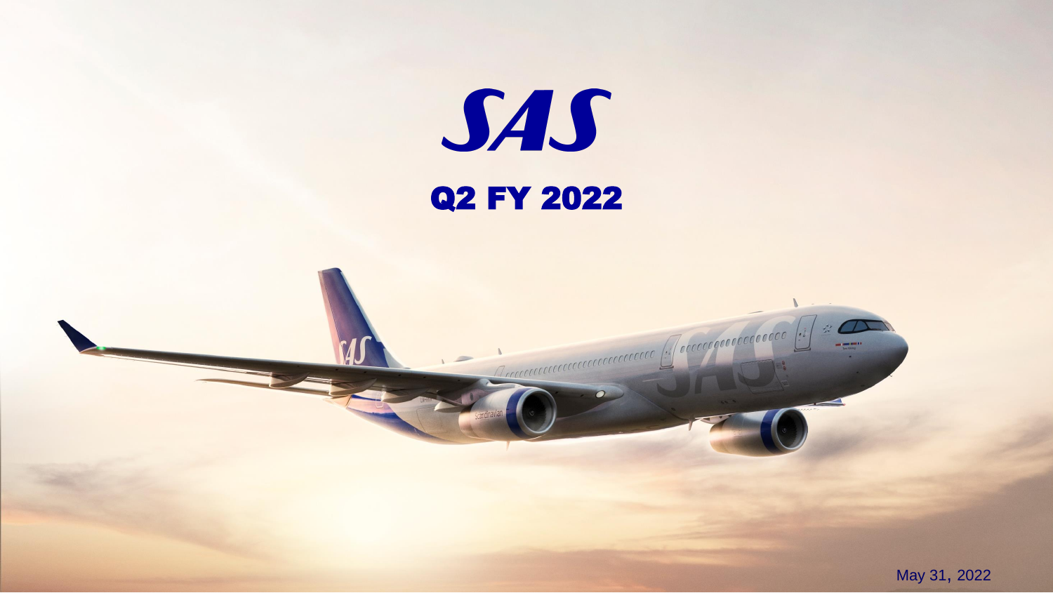# SAS

## Q2 FY 2022

May 31, 2022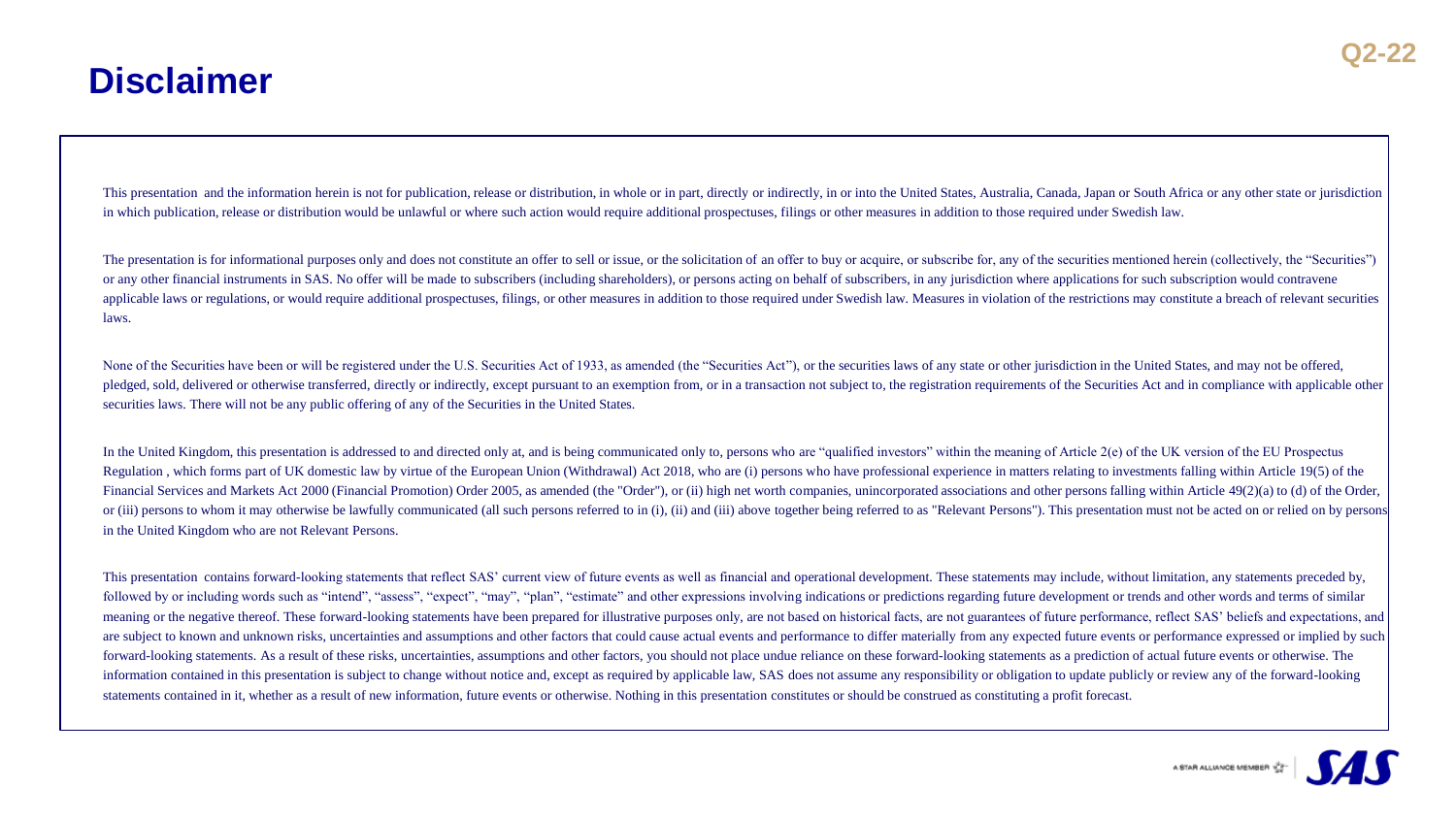# Disclaimer

This presentation and the information herein is not for publication, release or distribution, in whole or in part, directly or indirectly, in or into the United States, Australia, Canada, Japan or South Africa or any other state or jurisdiction in which publication, release or distribution would be unlawful or where such action would require additional prospectuses, filings or other measures in addition to those required under Swedish law.

The presentation is for informational purposes only and does not constitute an offer to sell or issue, or the solicitation of an offer to buy or acquire, or subscribe for, any of the securities mentioned herein (collectively, the "Securities") or any other financial instruments in SAS. No offer will be made to subscribers (including shareholders), or persons acting on behalf of subscribers, in any jurisdiction where applications for such subscription would contravene applicable laws or regulations, or would require additional prospectuses, filings, or other measures in addition to those required under Swedish law. Measures in violation of the restrictions may constitute a breach of relevant securities laws.

None of the Securities have been or will be registered under the U.S. Securities Act of 1933, as amended (the "Securities Act"), or the securities laws of any state or other jurisdiction in the United States, and may not be offered, pledged, sold, delivered or otherwise transferred, directly or indirectly, except pursuant to an exemption from, or in a transaction not subject to, the registration requirements of the Securities Act and in compliance with applicable other securities laws. There will not be any public offering of any of the Securities in the United States.

In the United Kingdom, this presentation is addressed to and directed only at, and is being communicated only to, persons who are "qualified investors" within the meaning of Article 2(e) of the UK version of the EU Prospectus Regulation , which forms part of UK domestic law by virtue of the European Union (Withdrawal) Act 2018, who are (i) persons who have professional experience in matters relating to investments falling within Article 19(5) of the Financial Services and Markets Act 2000 (Financial Promotion) Order 2005, as amended (the "Order"), or (ii) high net worth companies, unincorporated associations and other persons falling within Article 49(2)(a) to (d) of the Order, or (iii) persons to whom it may otherwise be lawfully communicated (all such persons referred to in (i), (ii) and (iii) above together being referred to as "Relevant Persons"). This presentation must not be acted on or relied on by persons in the United Kingdom who are not Relevant Persons.

This presentation contains forward-looking statements that reflect SAS' current view of future events as well as financial and operational development. These statements may include, without limitation, any statements preceded by, followed by or including words such as "intend", "assess", "expect", "may", "plan", "estimate" and other expressions involving indications or predictions regarding future development or trends and other words and terms of similar meaning or the negative thereof. These forward-looking statements have been prepared for illustrative purposes only, are not based on historical facts, are not guarantees of future performance, reflect SAS' beliefs and expectations, and are subject to known and unknown risks, uncertainties and assumptions and other factors that could cause actual events and performance to differ materially from any expected future events or performance expressed or implied by such forward-looking statements. As a result of these risks, uncertainties, assumptions and other factors, you should not place undue reliance on these forward-looking statements as a prediction of actual future events or otherwise. The information contained in this presentation is subject to change without notice and, except as required by applicable law, SAS does not assume any responsibility or obligation to update publicly or review any of the forward-looking statements contained in it, whether as a result of new information, future events or otherwise. Nothing in this presentation constitutes or should be construed as constituting a profit forecast.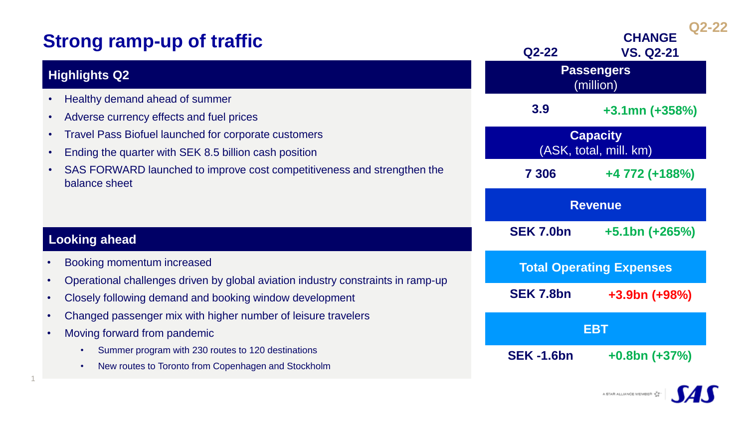# Strong ramp-up of traffic

## Highlights Q2

- Healthy demand ahead of summer
- Adverse currency effects and fuel prices
- Travel Pass Biofuel launched for corporate customers
- Ending the quarter with SEK 8.5 billion cash position
- SAS FORWARD launched to improve cost competitiveness and strengthen the balance sheet

## Looking ahead

- Booking momentum increased
- Operational challenges driven by global aviation industry constraints in ramp-up
- Closely following demand and booking window development
- Changed passenger mix with higher number of leisure travelers
- Moving forward from pandemic
  - Summer program with 230 routes to 120 destinations
  - New routes to Toronto from Copenhagen and Stockholm

**Q2-22**

| | Q2-22 | CHANGE VS. Q2-21 |
|---|---|---|
| **Passengers** (million) | 3.9 | +3.1mn (+358%) |
| **Capacity** (ASK, total, mill. km) | 7 306 | +4 772 (+188%) |
| **Revenue** | SEK 7.0bn | +5.1bn (+265%) |
| **Total Operating Expenses** | SEK 7.8bn | +3.9bn (+98%) |
| **EBT** | SEK -1.6bn | +0.8bn (+37%) |

A STAR ALLIANCE MEMBER SAS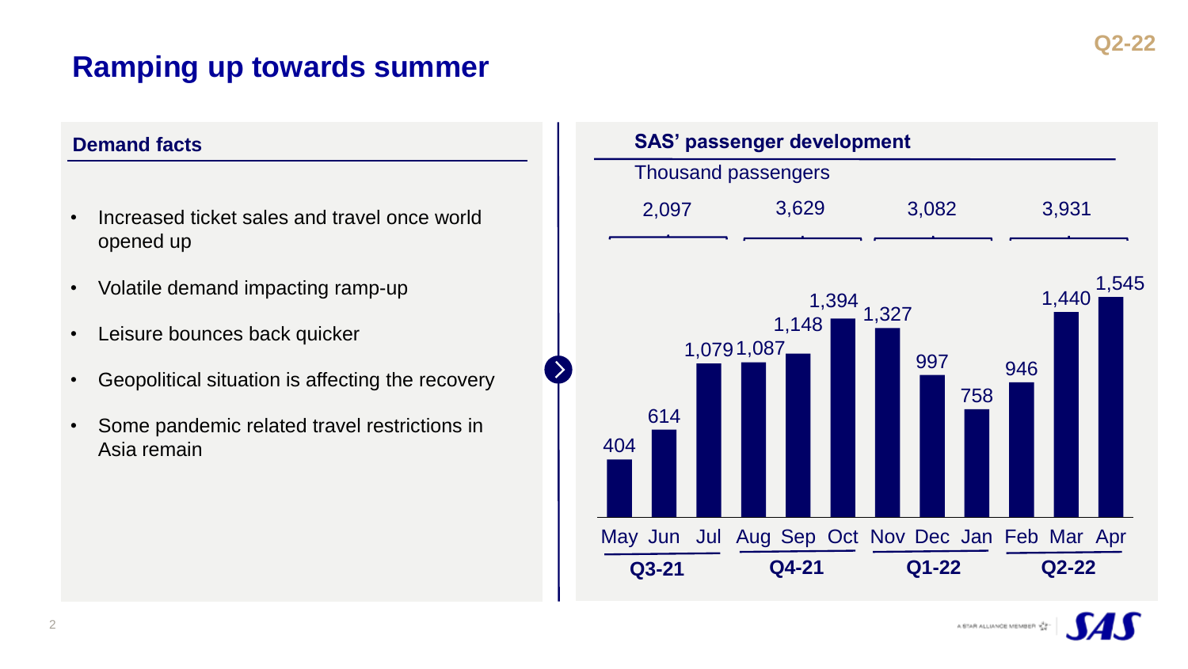# Ramping up towards summer

Q2-22

## Demand facts

- Increased ticket sales and travel once world opened up
- Volatile demand impacting ramp-up
- Leisure bounces back quicker
- Geopolitical situation is affecting the recovery
- Some pandemic related travel restrictions in Asia remain

## SAS' passenger development

Thousand passengers

| Quarter | Month | Passengers (thousand) | Quarter total |
|---|---|---|---|
| Q3-21 | May | 404 | 2,097 |
| | Jun | 614 | |
| | Jul | 1,079 | |
| Q4-21 | Aug | 1,087 | 3,629 |
| | Sep | 1,148 | |
| | Oct | 1,394 | |
| Q1-22 | Nov | 1,327 | 3,082 |
| | Dec | 997 | |
| | Jan | 758 | |
| Q2-22 | Feb | 946 | 3,931 |
| | Mar | 1,440 | |
| | Apr | 1,545 | |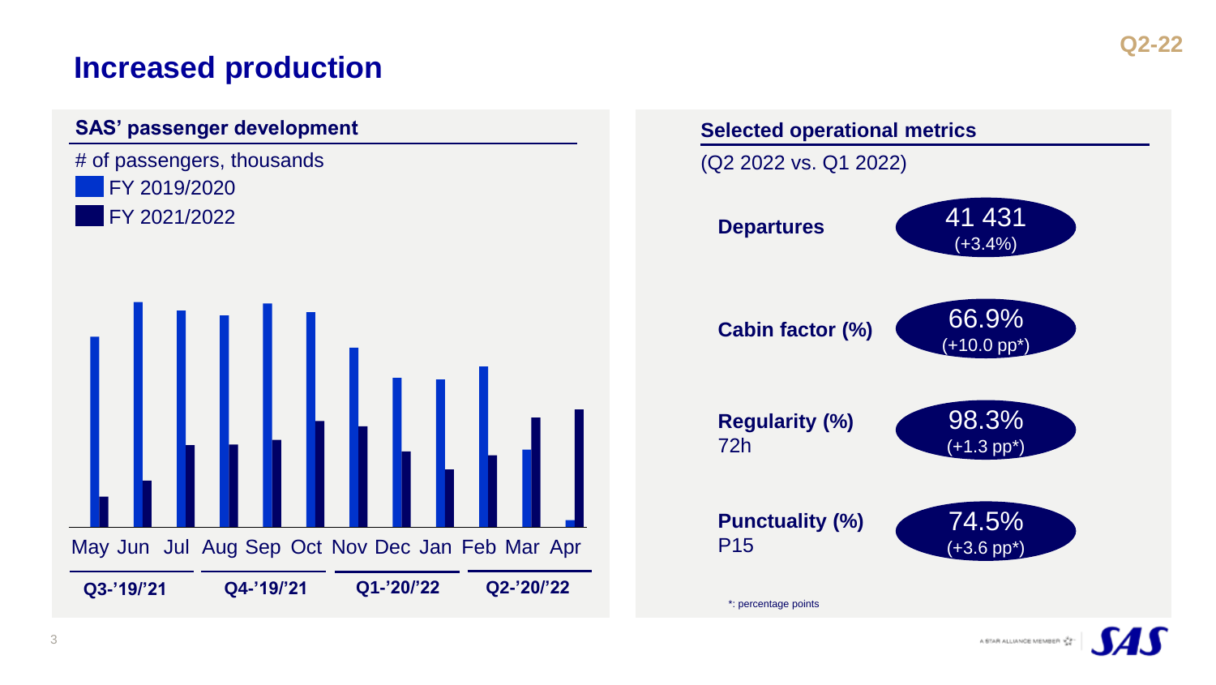# Increased production

Q2-22

## SAS' passenger development

# of passengers, thousands

- FY 2019/2020
- FY 2021/2022

May Jun Jul Aug Sep Oct Nov Dec Jan Feb Mar Apr

Q3-'19/'21 | Q4-'19/'21 | Q1-'20/'22 | Q2-'20/'22

## Selected operational metrics

(Q2 2022 vs. Q1 2022)

| Metric | Value |
|---|---|
| **Departures** | 41 431 (+3.4%) |
| **Cabin factor (%)** | 66.9% (+10.0 pp*) |
| **Regularity (%)** 72h | 98.3% (+1.3 pp*) |
| **Punctuality (%)** P15 | 74.5% (+3.6 pp*) |

*: percentage points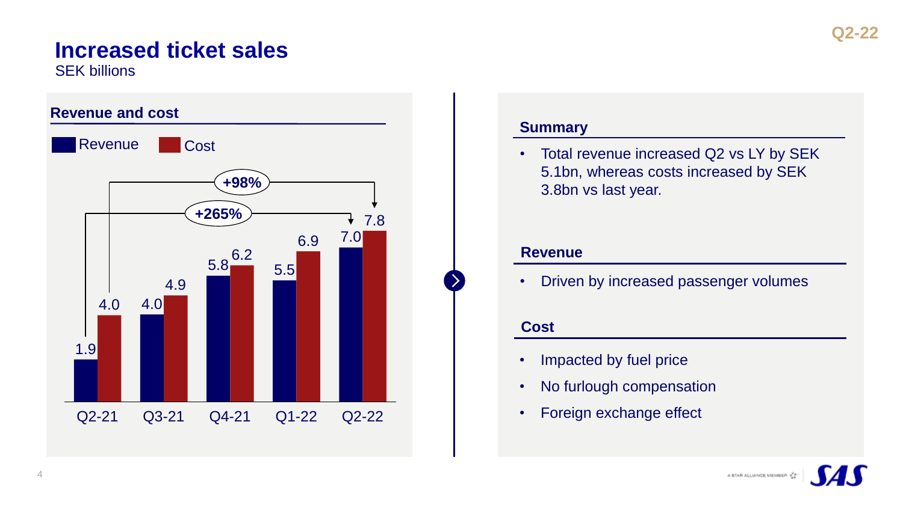# Increased ticket sales

SEK billions

## Revenue and cost

| Quarter | Revenue | Cost |
| --- | --- | --- |
| Q2-21 | 1.9 | 4.0 |
| Q3-21 | 4.0 | 4.9 |
| Q4-21 | 5.8 | 6.2 |
| Q1-22 | 5.5 | 6.9 |
| Q2-22 | 7.0 | 7.8 |

Revenue Q2-21 to Q2-22: **+265%**

Cost Q2-21 to Q2-22: **+98%**

## Summary

- Total revenue increased Q2 vs LY by SEK 5.1bn, whereas costs increased by SEK 3.8bn vs last year.

## Revenue

- Driven by increased passenger volumes

## Cost

- Impacted by fuel price
- No furlough compensation
- Foreign exchange effect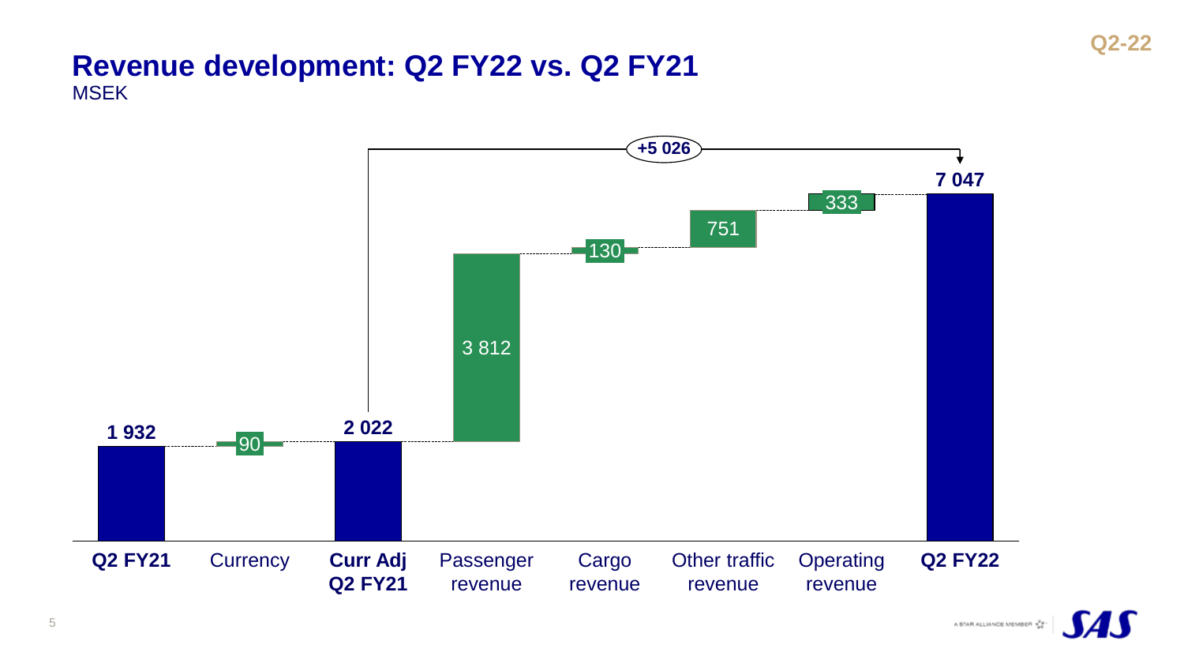# Revenue development: Q2 FY22 vs. Q2 FY21

MSEK

| Item | MSEK |
| --- | --- |
| Q2 FY21 | 1 932 |
| Currency | 90 |
| Curr Adj Q2 FY21 | 2 022 |
| Passenger revenue | 3 812 |
| Cargo revenue | 130 |
| Other traffic revenue | 751 |
| Operating revenue | 333 |
| Q2 FY22 | 7 047 |

+5 026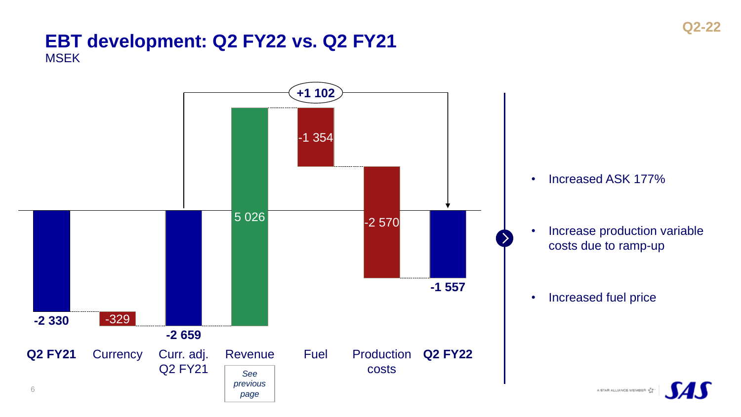# EBT development: Q2 FY22 vs. Q2 FY21

MSEK

| Q2 FY21 | Currency | Curr. adj. Q2 FY21 | Revenue | Fuel | Production costs | Q2 FY22 |
|---|---|---|---|---|---|---|
| -2 330 | -329 | -2 659 | 5 026 | -1 354 | -2 570 | -1 557 |

+1 102

Revenue: *See previous page*

- Increased ASK 177%
- Increase production variable costs due to ramp-up
- Increased fuel price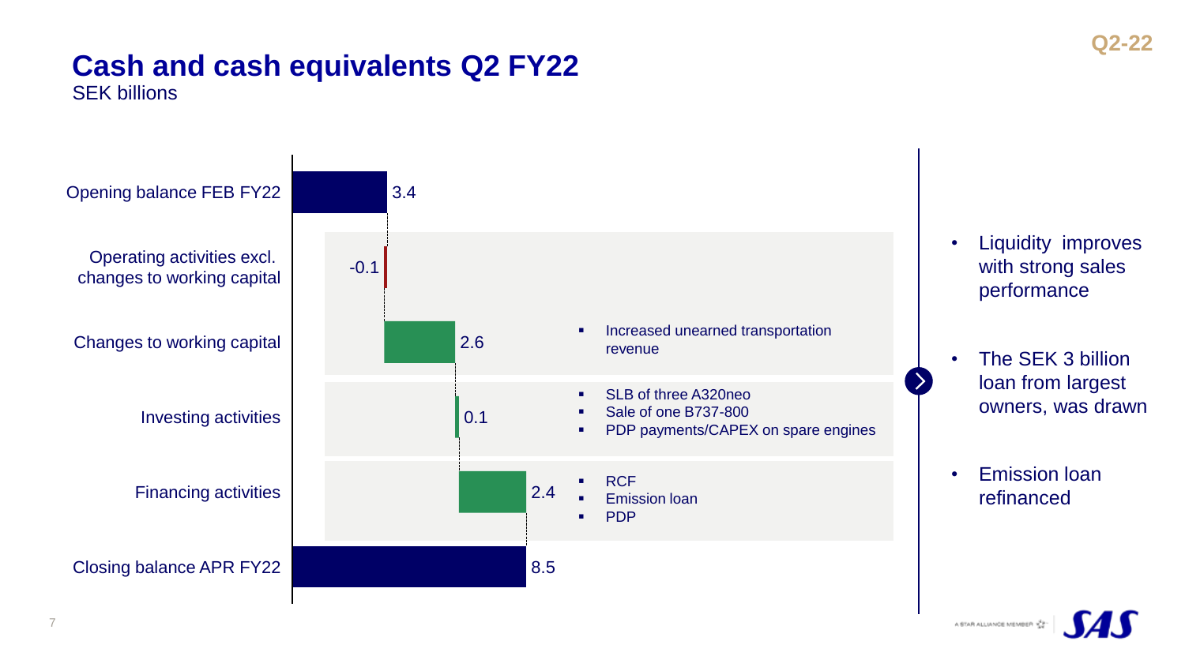# Cash and cash equivalents Q2 FY22

SEK billions

| Item | SEK billions | Comments |
| --- | --- | --- |
| Opening balance FEB FY22 | 3.4 | |
| Operating activities excl. changes to working capital | -0.1 | |
| Changes to working capital | 2.6 | Increased unearned transportation revenue |
| Investing activities | 0.1 | SLB of three A320neo; Sale of one B737-800; PDP payments/CAPEX on spare engines |
| Financing activities | 2.4 | RCF; Emission loan; PDP |
| Closing balance APR FY22 | 8.5 | |

- Liquidity improves with strong sales performance
- The SEK 3 billion loan from largest owners, was drawn
- Emission loan refinanced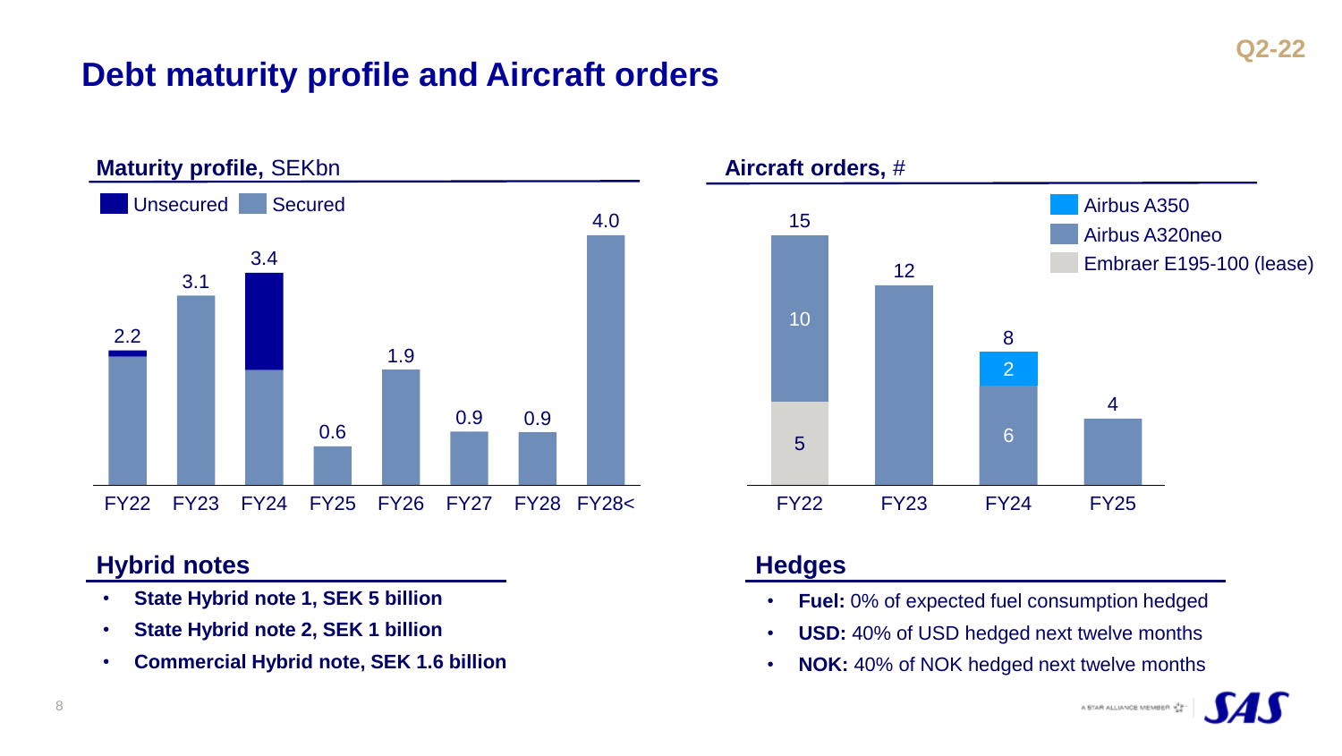# Debt maturity profile and Aircraft orders

Q2-22

## Maturity profile, SEKbn

Unsecured | Secured

| | FY22 | FY23 | FY24 | FY25 | FY26 | FY27 | FY28 | FY28< |
|---|---|---|---|---|---|---|---|---|
| Total | 2.2 | 3.1 | 3.4 | 0.6 | 1.9 | 0.9 | 0.9 | 4.0 |

## Aircraft orders, #

| | FY22 | FY23 | FY24 | FY25 |
|---|---|---|---|---|
| Airbus A350 | | | 2 | |
| Airbus A320neo | 10 | | 6 | |
| Embraer E195-100 (lease) | 5 | | | |
| Total | 15 | 12 | 8 | 4 |

## Hybrid notes

- **State Hybrid note 1, SEK 5 billion**
- **State Hybrid note 2, SEK 1 billion**
- **Commercial Hybrid note, SEK 1.6 billion**

## Hedges

- **Fuel:** 0% of expected fuel consumption hedged
- **USD:** 40% of USD hedged next twelve months
- **NOK:** 40% of NOK hedged next twelve months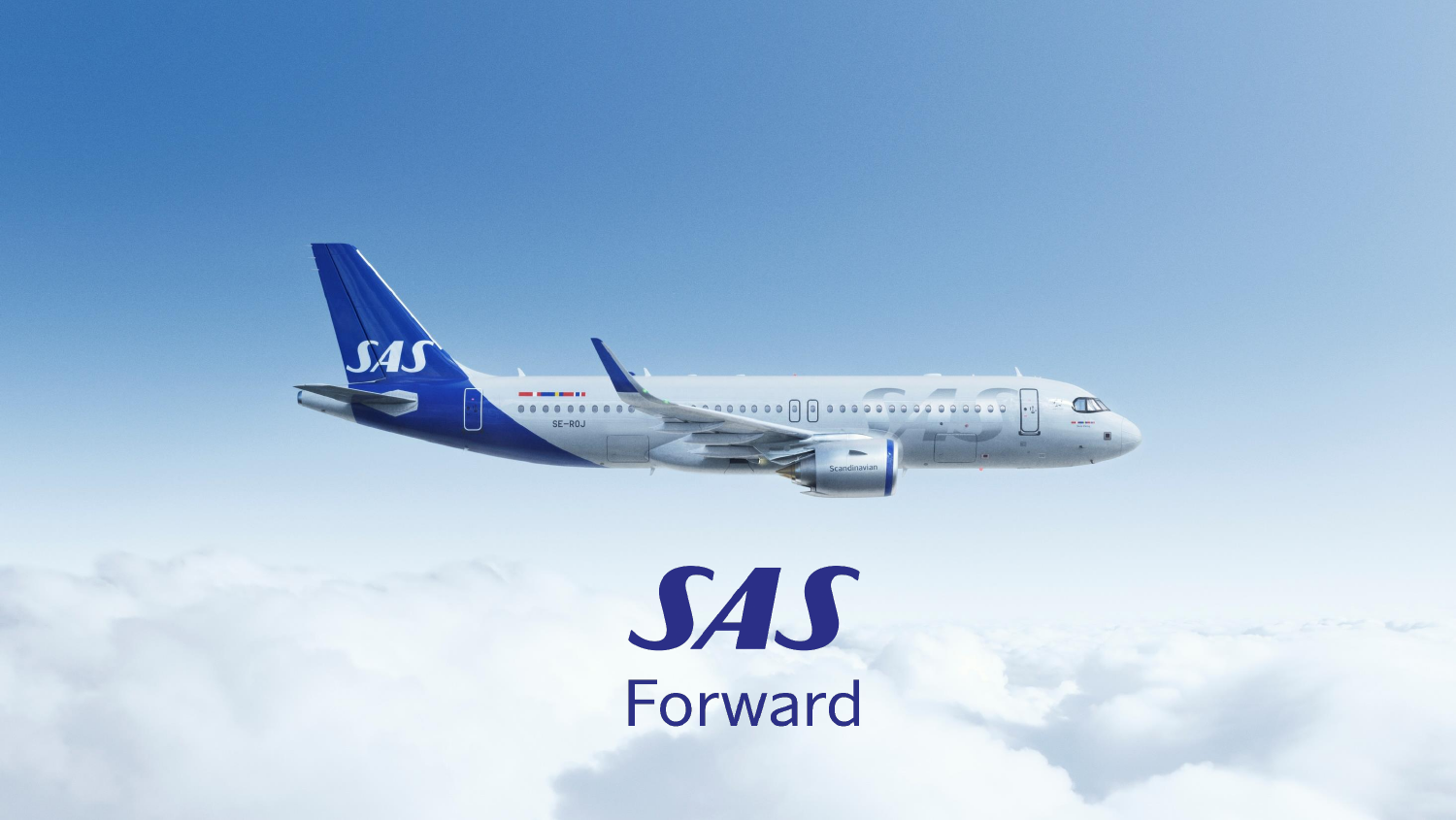# SAS

## Forward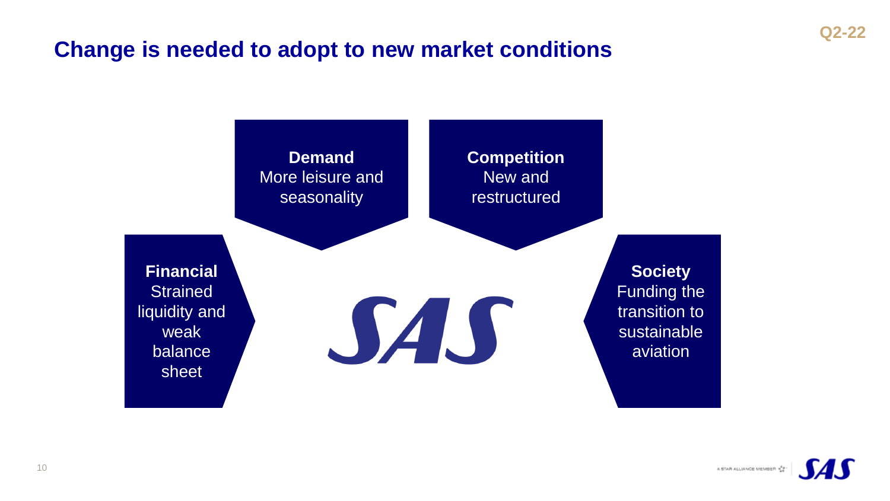# Change is needed to adopt to new market conditions

Q2-22

**Demand**
More leisure and seasonality

**Competition**
New and restructured

**Financial**
Strained liquidity and weak balance sheet

**Society**
Funding the transition to sustainable aviation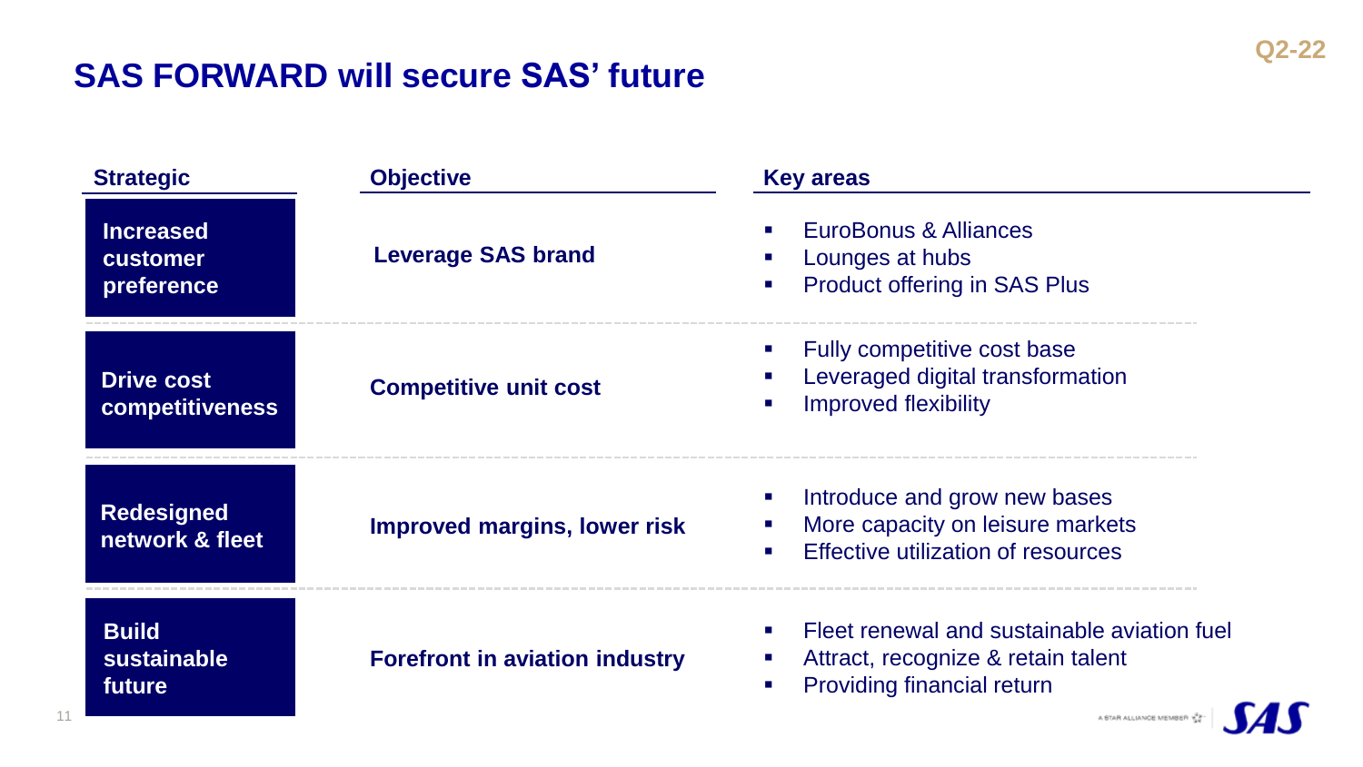# SAS FORWARD will secure SAS' future

Q2-22

| Strategic | Objective | Key areas |
|---|---|---|
| **Increased customer preference** | **Leverage SAS brand** | ▪ EuroBonus & Alliances<br>▪ Lounges at hubs<br>▪ Product offering in SAS Plus |
| **Drive cost competitiveness** | **Competitive unit cost** | ▪ Fully competitive cost base<br>▪ Leveraged digital transformation<br>▪ Improved flexibility |
| **Redesigned network & fleet** | **Improved margins, lower risk** | ▪ Introduce and grow new bases<br>▪ More capacity on leisure markets<br>▪ Effective utilization of resources |
| **Build sustainable future** | **Forefront in aviation industry** | ▪ Fleet renewal and sustainable aviation fuel<br>▪ Attract, recognize & retain talent<br>▪ Providing financial return |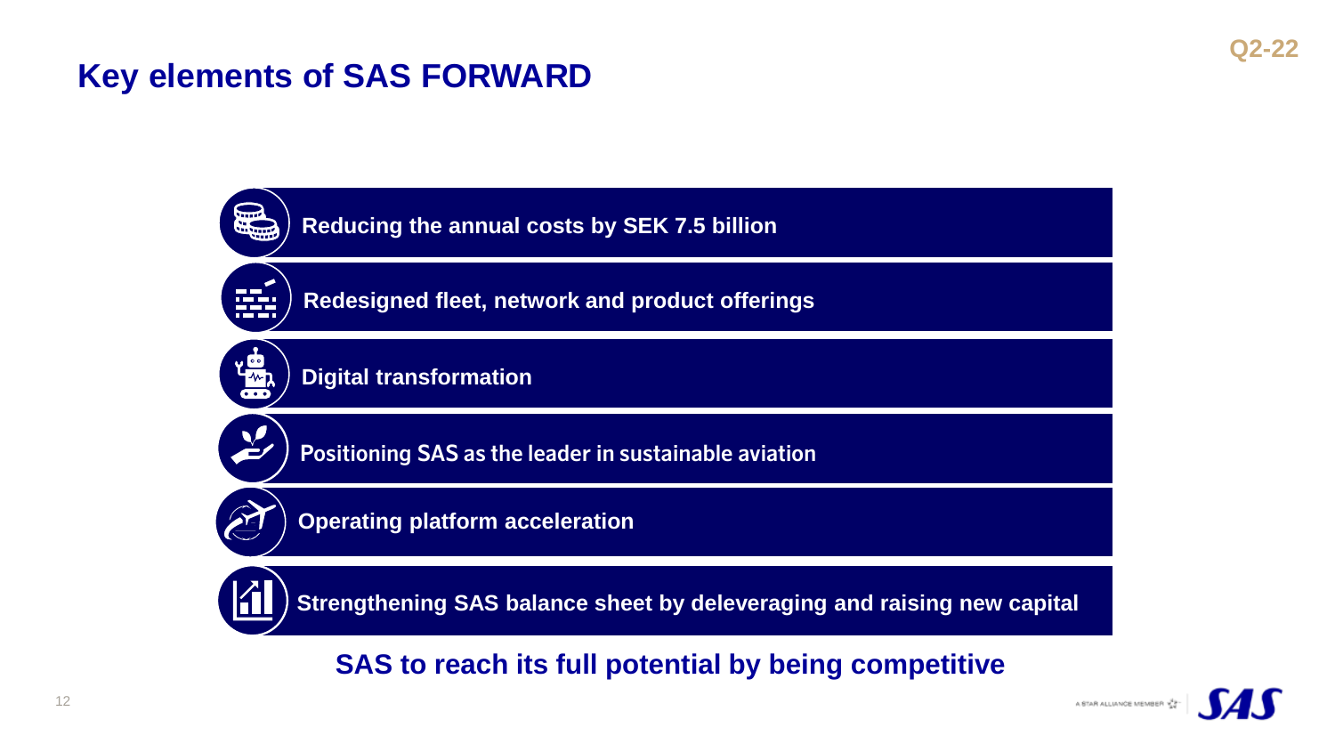# Key elements of SAS FORWARD

- Reducing the annual costs by SEK 7.5 billion
- Redesigned fleet, network and product offerings
- Digital transformation
- Positioning SAS as the leader in sustainable aviation
- Operating platform acceleration
- Strengthening SAS balance sheet by deleveraging and raising new capital

**SAS to reach its full potential by being competitive**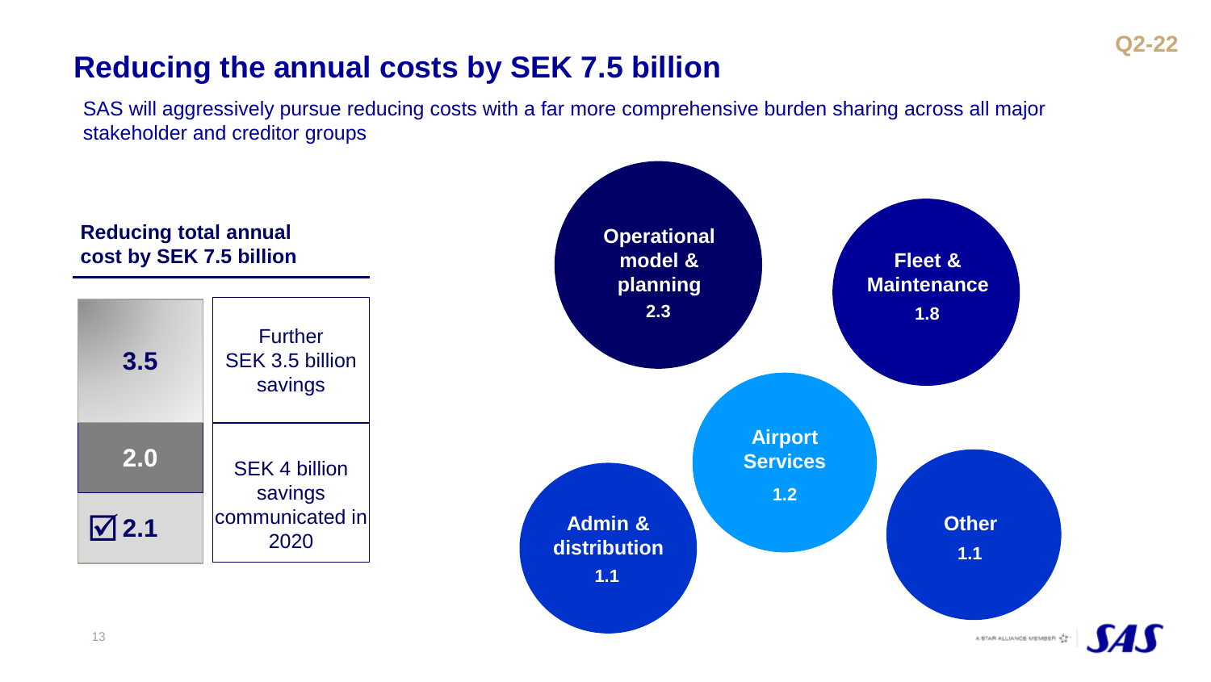# Reducing the annual costs by SEK 7.5 billion

SAS will aggressively pursue reducing costs with a far more comprehensive burden sharing across all major stakeholder and creditor groups

**Reducing total annual cost by SEK 7.5 billion**

| | |
|---|---|
| 3.5 | Further SEK 3.5 billion savings |
| 2.0 | SEK 4 billion savings communicated in 2020 |
| ☑ 2.1 | |

**Operational model & planning** 2.3

**Fleet & Maintenance** 1.8

**Airport Services** 1.2

**Admin & distribution** 1.1

**Other** 1.1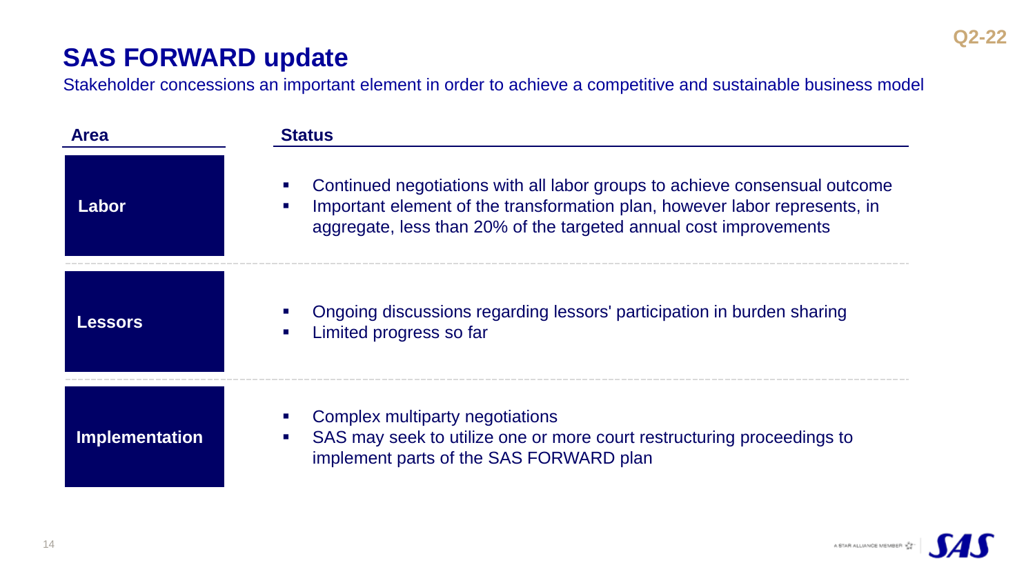# SAS FORWARD update

Stakeholder concessions an important element in order to achieve a competitive and sustainable business model

| Area | Status |
| --- | --- |
| **Labor** | ▪ Continued negotiations with all labor groups to achieve consensual outcome<br>▪ Important element of the transformation plan, however labor represents, in aggregate, less than 20% of the targeted annual cost improvements |
| **Lessors** | ▪ Ongoing discussions regarding lessors' participation in burden sharing<br>▪ Limited progress so far |
| **Implementation** | ▪ Complex multiparty negotiations<br>▪ SAS may seek to utilize one or more court restructuring proceedings to implement parts of the SAS FORWARD plan |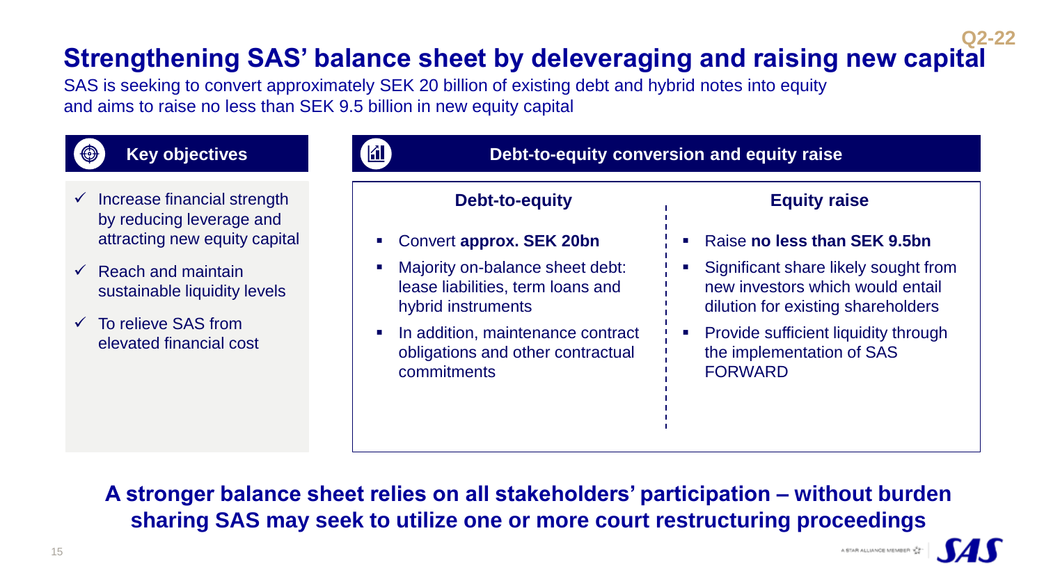# Strengthening SAS' balance sheet by deleveraging and raising new capital

Q2-22

SAS is seeking to convert approximately SEK 20 billion of existing debt and hybrid notes into equity and aims to raise no less than SEK 9.5 billion in new equity capital

## Key objectives

- ✓ Increase financial strength by reducing leverage and attracting new equity capital
- ✓ Reach and maintain sustainable liquidity levels
- ✓ To relieve SAS from elevated financial cost

## Debt-to-equity conversion and equity raise

### Debt-to-equity

- Convert **approx. SEK 20bn**
- Majority on-balance sheet debt: lease liabilities, term loans and hybrid instruments
- In addition, maintenance contract obligations and other contractual commitments

### Equity raise

- Raise **no less than SEK 9.5bn**
- Significant share likely sought from new investors which would entail dilution for existing shareholders
- Provide sufficient liquidity through the implementation of SAS FORWARD

**A stronger balance sheet relies on all stakeholders' participation – without burden sharing SAS may seek to utilize one or more court restructuring proceedings**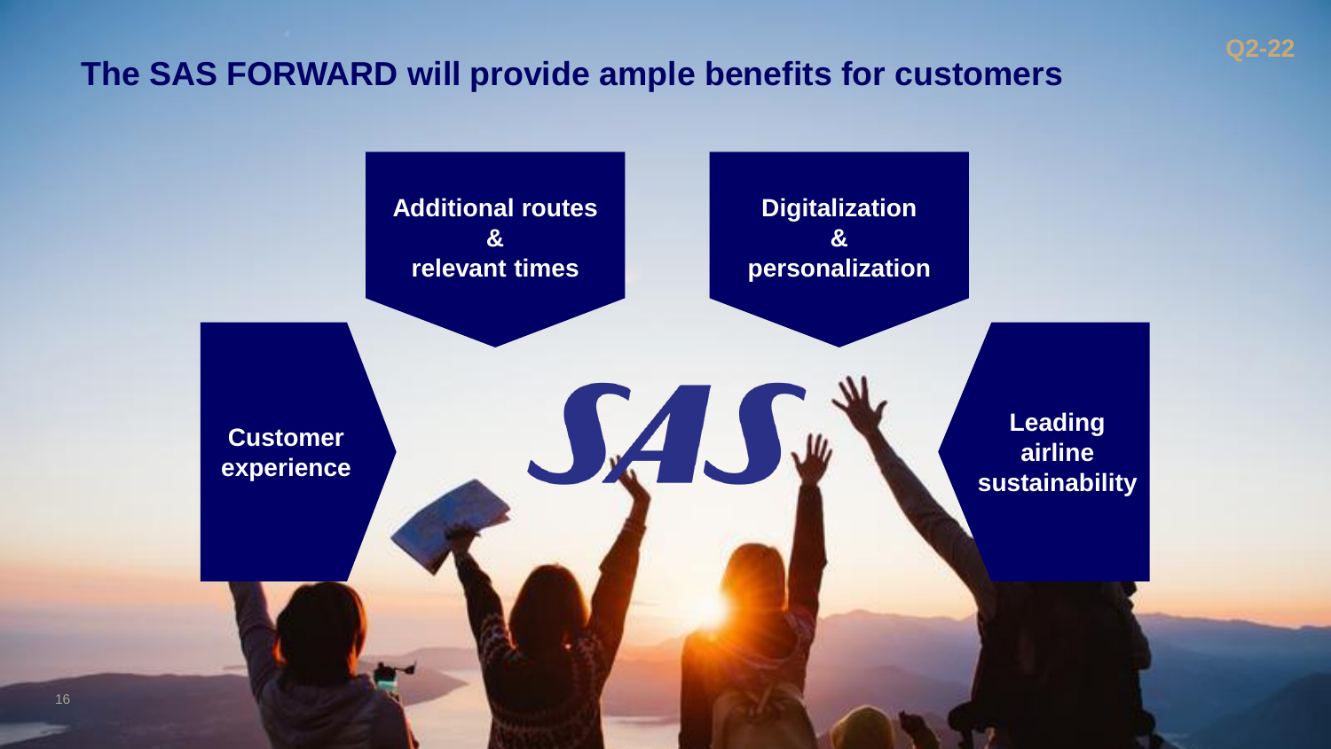# The SAS FORWARD will provide ample benefits for customers

Q2-22

**Additional routes & relevant times**

**Digitalization & personalization**

**Customer experience**

SAS

**Leading airline sustainability**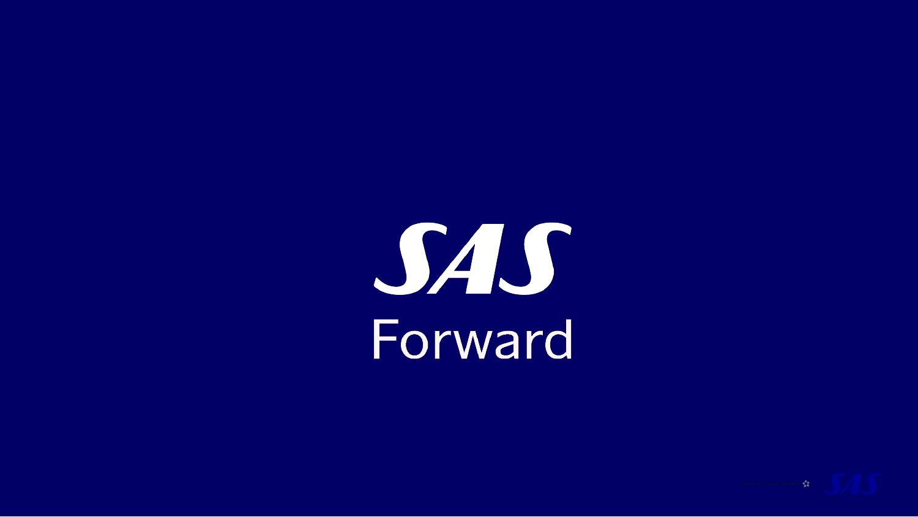# SAS

Forward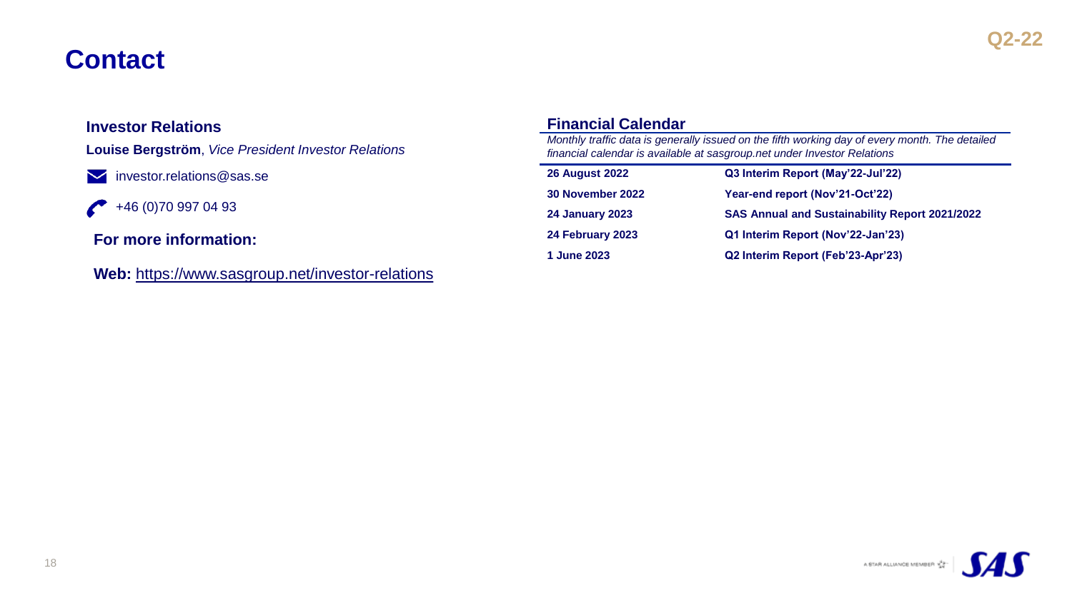# Contact

Q2-22

## Investor Relations

**Louise Bergström**, *Vice President Investor Relations*

investor.relations@sas.se

+46 (0)70 997 04 93

**For more information:**

**Web:** https://www.sasgroup.net/investor-relations

## Financial Calendar

*Monthly traffic data is generally issued on the fifth working day of every month. The detailed financial calendar is available at sasgroup.net under Investor Relations*

| | |
|---|---|
| **26 August 2022** | **Q3 Interim Report (May'22-Jul'22)** |
| **30 November 2022** | **Year-end report (Nov'21-Oct'22)** |
| **24 January 2023** | **SAS Annual and Sustainability Report 2021/2022** |
| **24 February 2023** | **Q1 Interim Report (Nov'22-Jan'23)** |
| **1 June 2023** | **Q2 Interim Report (Feb'23-Apr'23)** |

A STAR ALLIANCE MEMBER

SAS